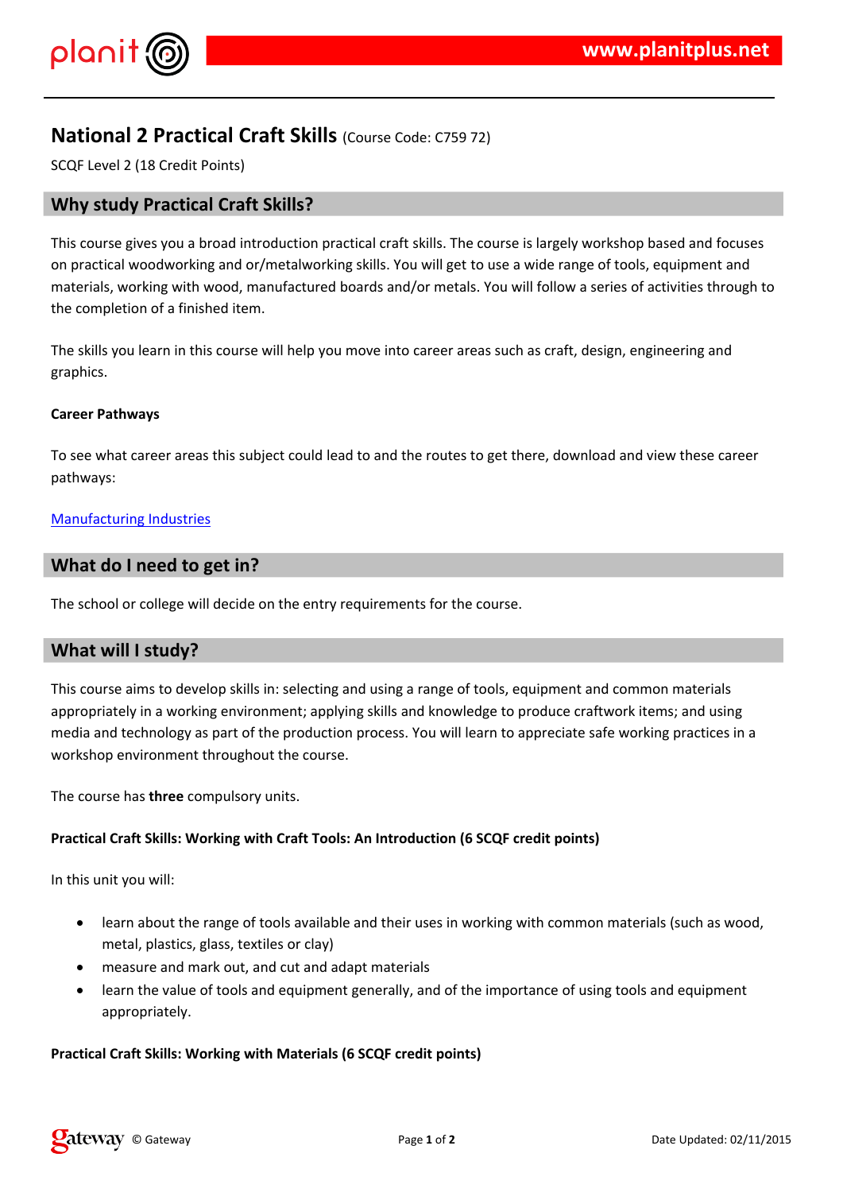# National 2 Practical Craft Skills (Course Code: C759 72)

SCQF Level 2 (18 Credit Points)

## Why study Practical Craft Skills?

This course gives you a broad introduction practical craft skills. The course is largely workshop based and focuses on practical woodworking and or/metalworking skills. You will get to use a wide range of tools, equipment and materials, working with wood, manufactured boards and/or metals. You will follow a series of activities through to the completion of a finished item.

The skills you learn in this course will help you move into career areas such as craft, design, engineering and graphics.

**Career Pathways**

To see what career areas this subject could lead to and the routes to get there, download and view these career pathways:

Manufacturing Industries

## What do I need to get in?

The school or college will decide on the entry requirements for the course.

## What will I study?

This course aims to develop skills in: selecting and using a range of tools, equipment and common materials appropriately in a working environment; applying skills and knowledge to produce craftwork items; and using media and technology as part of the production process. You will learn to appreciate safe working practices in a workshop environment throughout the course.

The course has **three** compulsory units.

**Practical Craft Skills: Working with Craft Tools: An Introduction (6 SCQF credit points)**

In this unit you will:

- learn about the range of tools available and their uses in working with common materials (such as wood, metal, plastics, glass, textiles or clay)
- measure and mark out, and cut and adapt materials
- learn the value of tools and equipment generally, and of the importance of using tools and equipment appropriately.

**Practical Craft Skills: Working with Materials (6 SCQF credit points)**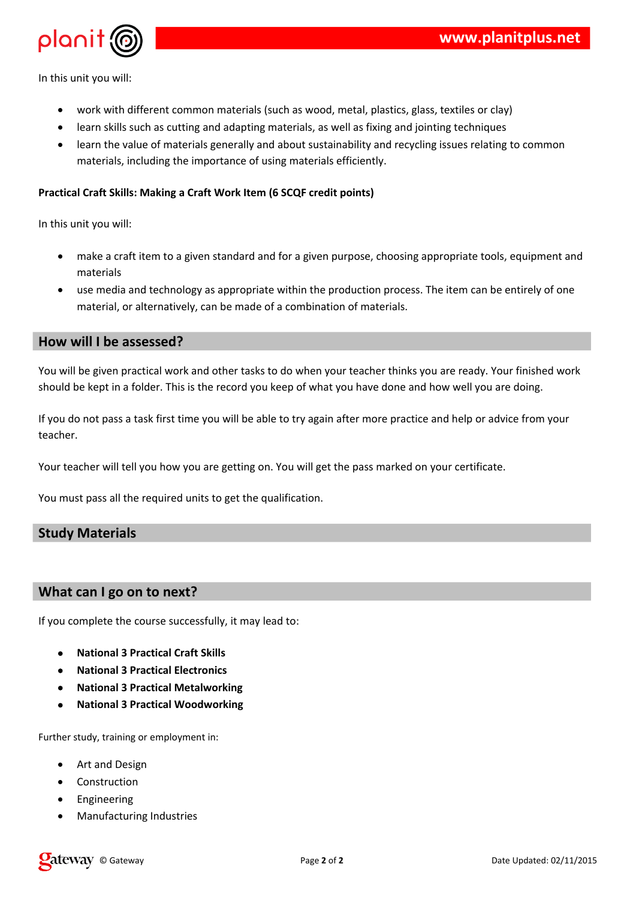In this unit you will:

- work with different common materials (such as wood, metal, plastics, glass, textiles or clay)
- learn skills such as cutting and adapting materials, as well as fixing and jointing techniques
- learn the value of materials generally and about sustainability and recycling issues relating to common materials, including the importance of using materials efficiently.

**Practical Craft Skills: Making a Craft Work Item (6 SCQF credit points)**

In this unit you will:

- make a craft item to a given standard and for a given purpose, choosing appropriate tools, equipment and materials
- use media and technology as appropriate within the production process. The item can be entirely of one material, or alternatively, can be made of a combination of materials.

## How will I be assessed?

You will be given practical work and other tasks to do when your teacher thinks you are ready. Your finished work should be kept in a folder. This is the record you keep of what you have done and how well you are doing.

If you do not pass a task first time you will be able to try again after more practice and help or advice from your teacher.

Your teacher will tell you how you are getting on. You will get the pass marked on your certificate.

You must pass all the required units to get the qualification.

## Study Materials

## What can I go on to next?

If you complete the course successfully, it may lead to:

- **National 3 Practical Craft Skills**
- **National 3 Practical Electronics**
- **National 3 Practical Metalworking**
- **National 3 Practical Woodworking**

Further study, training or employment in:

- Art and Design
- Construction
- Engineering
- Manufacturing Industries